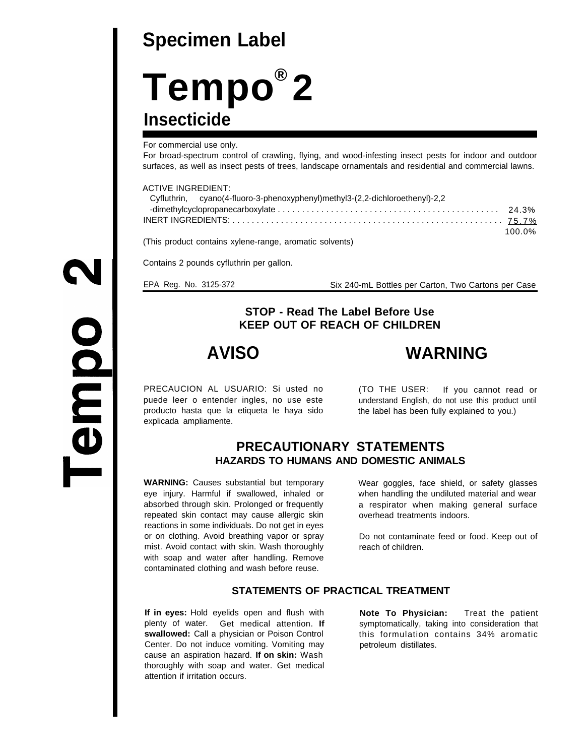# Specimen Label

# Tempo® 2

## Insecticide

For commercial use only.

For broad-spectrum control of crawling, flying, and wood-infesting insect pests for indoor and outdoor surfaces, as well as insect pests of trees, landscape ornamentals and residential and commercial lawns.

ACTIVE INGREDIENT:

| | |
|---|---|
| Cyfluthrin, cyano(4-fluoro-3-phenoxyphenyl)methyl3-(2,2-dichloroethenyl)-2,2-dimethylcyclopropanecarboxylate | 24.3% |
| INERT INGREDIENTS: | 75.7% |
| | 100.0% |

(This product contains xylene-range, aromatic solvents)

Contains 2 pounds cyfluthrin per gallon.

EPA Reg. No. 3125-372

Six 240-mL Bottles per Carton, Two Cartons per Case

**STOP - Read The Label Before Use**
**KEEP OUT OF REACH OF CHILDREN**

## AVISO

## WARNING

PRECAUCION AL USUARIO: Si usted no puede leer o entender ingles, no use este producto hasta que la etiqueta le haya sido explicada ampliamente.

(TO THE USER: If you cannot read or understand English, do not use this product until the label has been fully explained to you.)

## PRECAUTIONARY STATEMENTS

### HAZARDS TO HUMANS AND DOMESTIC ANIMALS

**WARNING:** Causes substantial but temporary eye injury. Harmful if swallowed, inhaled or absorbed through skin. Prolonged or frequently repeated skin contact may cause allergic skin reactions in some individuals. Do not get in eyes or on clothing. Avoid breathing vapor or spray mist. Avoid contact with skin. Wash thoroughly with soap and water after handling. Remove contaminated clothing and wash before reuse.

Wear goggles, face shield, or safety glasses when handling the undiluted material and wear a respirator when making general surface overhead treatments indoors.

Do not contaminate feed or food. Keep out of reach of children.

### STATEMENTS OF PRACTICAL TREATMENT

**If in eyes:** Hold eyelids open and flush with plenty of water. Get medical attention. **If swallowed:** Call a physician or Poison Control Center. Do not induce vomiting. Vomiting may cause an aspiration hazard. **If on skin:** Wash thoroughly with soap and water. Get medical attention if irritation occurs.

**Note To Physician:** Treat the patient symptomatically, taking into consideration that this formulation contains 34% aromatic petroleum distillates.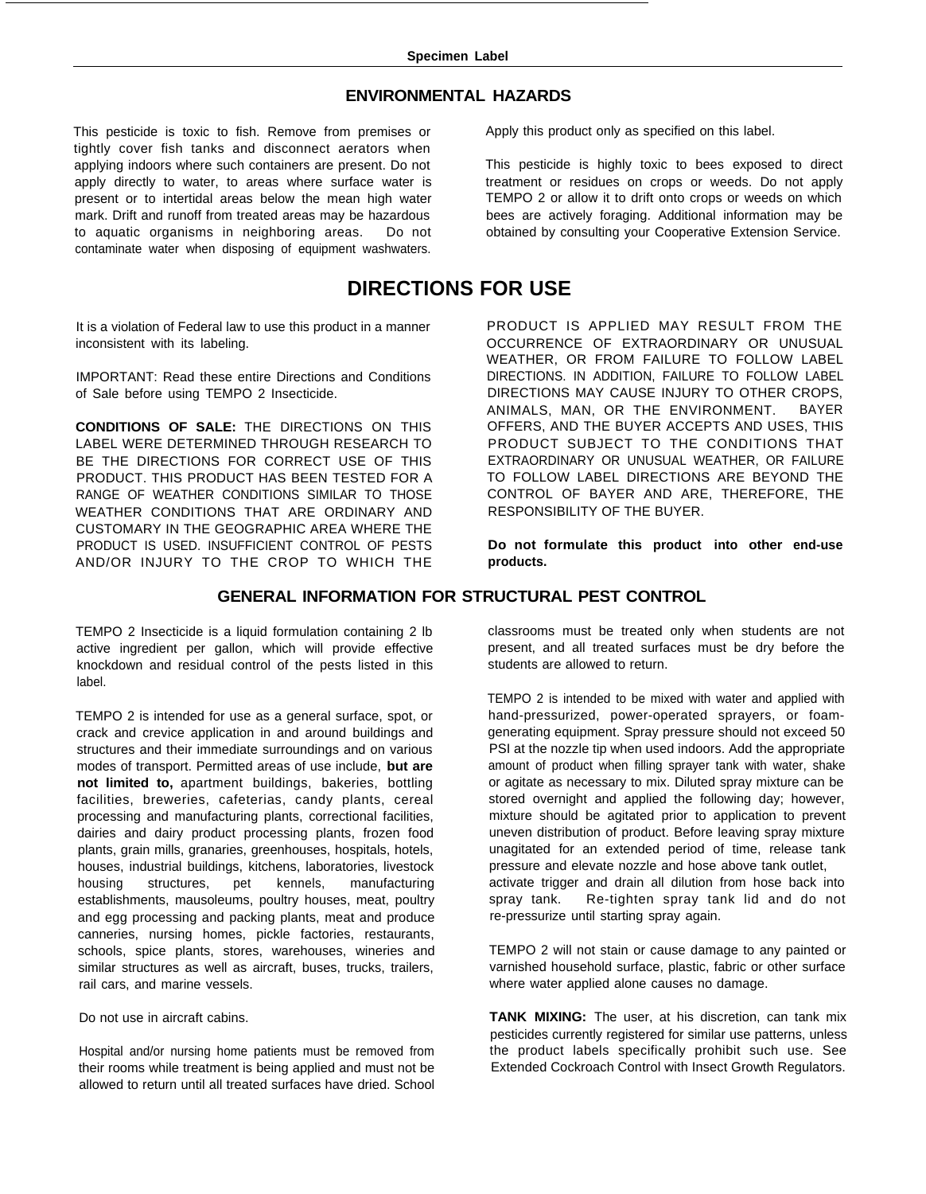## ENVIRONMENTAL HAZARDS

This pesticide is toxic to fish. Remove from premises or tightly cover fish tanks and disconnect aerators when applying indoors where such containers are present. Do not apply directly to water, to areas where surface water is present or to intertidal areas below the mean high water mark. Drift and runoff from treated areas may be hazardous to aquatic organisms in neighboring areas. Do not contaminate water when disposing of equipment washwaters.

Apply this product only as specified on this label.

This pesticide is highly toxic to bees exposed to direct treatment or residues on crops or weeds. Do not apply TEMPO 2 or allow it to drift onto crops or weeds on which bees are actively foraging. Additional information may be obtained by consulting your Cooperative Extension Service.

# DIRECTIONS FOR USE

It is a violation of Federal law to use this product in a manner inconsistent with its labeling.

IMPORTANT: Read these entire Directions and Conditions of Sale before using TEMPO 2 Insecticide.

**CONDITIONS OF SALE:** THE DIRECTIONS ON THIS LABEL WERE DETERMINED THROUGH RESEARCH TO BE THE DIRECTIONS FOR CORRECT USE OF THIS PRODUCT. THIS PRODUCT HAS BEEN TESTED FOR A RANGE OF WEATHER CONDITIONS SIMILAR TO THOSE WEATHER CONDITIONS THAT ARE ORDINARY AND CUSTOMARY IN THE GEOGRAPHIC AREA WHERE THE PRODUCT IS USED. INSUFFICIENT CONTROL OF PESTS AND/OR INJURY TO THE CROP TO WHICH THE PRODUCT IS APPLIED MAY RESULT FROM THE OCCURRENCE OF EXTRAORDINARY OR UNUSUAL WEATHER, OR FROM FAILURE TO FOLLOW LABEL DIRECTIONS. IN ADDITION, FAILURE TO FOLLOW LABEL DIRECTIONS MAY CAUSE INJURY TO OTHER CROPS, ANIMALS, MAN, OR THE ENVIRONMENT. BAYER OFFERS, AND THE BUYER ACCEPTS AND USES, THIS PRODUCT SUBJECT TO THE CONDITIONS THAT EXTRAORDINARY OR UNUSUAL WEATHER, OR FAILURE TO FOLLOW LABEL DIRECTIONS ARE BEYOND THE CONTROL OF BAYER AND ARE, THEREFORE, THE RESPONSIBILITY OF THE BUYER.

**Do not formulate this product into other end-use products.**

## GENERAL INFORMATION FOR STRUCTURAL PEST CONTROL

TEMPO 2 Insecticide is a liquid formulation containing 2 lb active ingredient per gallon, which will provide effective knockdown and residual control of the pests listed in this label.

TEMPO 2 is intended for use as a general surface, spot, or crack and crevice application in and around buildings and structures and their immediate surroundings and on various modes of transport. Permitted areas of use include, **but are not limited to,** apartment buildings, bakeries, bottling facilities, breweries, cafeterias, candy plants, cereal processing and manufacturing plants, correctional facilities, dairies and dairy product processing plants, frozen food plants, grain mills, granaries, greenhouses, hospitals, hotels, houses, industrial buildings, kitchens, laboratories, livestock housing structures, pet kennels, manufacturing establishments, mausoleums, poultry houses, meat, poultry and egg processing and packing plants, meat and produce canneries, nursing homes, pickle factories, restaurants, schools, spice plants, stores, warehouses, wineries and similar structures as well as aircraft, buses, trucks, trailers, rail cars, and marine vessels.

Do not use in aircraft cabins.

Hospital and/or nursing home patients must be removed from their rooms while treatment is being applied and must not be allowed to return until all treated surfaces have dried. School classrooms must be treated only when students are not present, and all treated surfaces must be dry before the students are allowed to return.

TEMPO 2 is intended to be mixed with water and applied with hand-pressurized, power-operated sprayers, or foam-generating equipment. Spray pressure should not exceed 50 PSI at the nozzle tip when used indoors. Add the appropriate amount of product when filling sprayer tank with water, shake or agitate as necessary to mix. Diluted spray mixture can be stored overnight and applied the following day; however, mixture should be agitated prior to application to prevent uneven distribution of product. Before leaving spray mixture unagitated for an extended period of time, release tank pressure and elevate nozzle and hose above tank outlet, activate trigger and drain all dilution from hose back into spray tank. Re-tighten spray tank lid and do not re-pressurize until starting spray again.

TEMPO 2 will not stain or cause damage to any painted or varnished household surface, plastic, fabric or other surface where water applied alone causes no damage.

**TANK MIXING:** The user, at his discretion, can tank mix pesticides currently registered for similar use patterns, unless the product labels specifically prohibit such use. See Extended Cockroach Control with Insect Growth Regulators.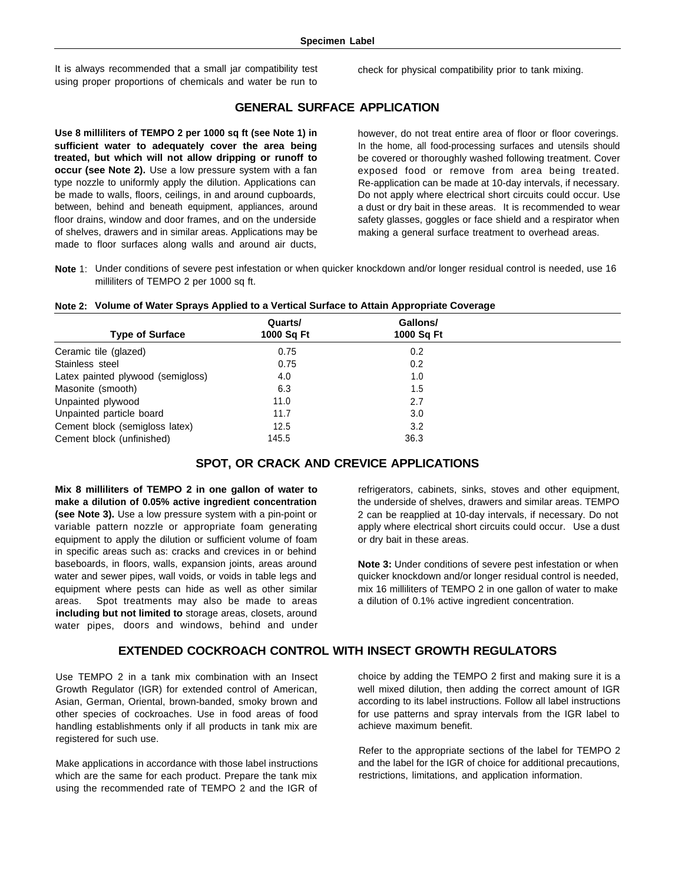It is always recommended that a small jar compatibility test using proper proportions of chemicals and water be run to check for physical compatibility prior to tank mixing.

## GENERAL SURFACE APPLICATION

**Use 8 milliliters of TEMPO 2 per 1000 sq ft (see Note 1) in sufficient water to adequately cover the area being treated, but which will not allow dripping or runoff to occur (see Note 2).** Use a low pressure system with a fan type nozzle to uniformly apply the dilution. Applications can be made to walls, floors, ceilings, in and around cupboards, between, behind and beneath equipment, appliances, around floor drains, window and door frames, and on the underside of shelves, drawers and in similar areas. Applications may be made to floor surfaces along walls and around air ducts, however, do not treat entire area of floor or floor coverings. In the home, all food-processing surfaces and utensils should be covered or thoroughly washed following treatment. Cover exposed food or remove from area being treated. Re-application can be made at 10-day intervals, if necessary. Do not apply where electrical short circuits could occur. Use a dust or dry bait in these areas. It is recommended to wear safety glasses, goggles or face shield and a respirator when making a general surface treatment to overhead areas.

**Note 1**: Under conditions of severe pest infestation or when quicker knockdown and/or longer residual control is needed, use 16 milliliters of TEMPO 2 per 1000 sq ft.

**Note 2: Volume of Water Sprays Applied to a Vertical Surface to Attain Appropriate Coverage**

| Type of Surface | Quarts/ 1000 Sq Ft | Gallons/ 1000 Sq Ft |
|---|---|---|
| Ceramic tile (glazed) | 0.75 | 0.2 |
| Stainless steel | 0.75 | 0.2 |
| Latex painted plywood (semigloss) | 4.0 | 1.0 |
| Masonite (smooth) | 6.3 | 1.5 |
| Unpainted plywood | 11.0 | 2.7 |
| Unpainted particle board | 11.7 | 3.0 |
| Cement block (semigloss latex) | 12.5 | 3.2 |
| Cement block (unfinished) | 145.5 | 36.3 |

## SPOT, OR CRACK AND CREVICE APPLICATIONS

**Mix 8 milliliters of TEMPO 2 in one gallon of water to make a dilution of 0.05% active ingredient concentration (see Note 3).** Use a low pressure system with a pin-point or variable pattern nozzle or appropriate foam generating equipment to apply the dilution or sufficient volume of foam in specific areas such as: cracks and crevices in or behind baseboards, in floors, walls, expansion joints, areas around water and sewer pipes, wall voids, or voids in table legs and equipment where pests can hide as well as other similar areas. Spot treatments may also be made to areas **including but not limited to** storage areas, closets, around water pipes, doors and windows, behind and under refrigerators, cabinets, sinks, stoves and other equipment, the underside of shelves, drawers and similar areas. TEMPO 2 can be reapplied at 10-day intervals, if necessary. Do not apply where electrical short circuits could occur. Use a dust or dry bait in these areas.

**Note 3:** Under conditions of severe pest infestation or when quicker knockdown and/or longer residual control is needed, mix 16 milliliters of TEMPO 2 in one gallon of water to make a dilution of 0.1% active ingredient concentration.

## EXTENDED COCKROACH CONTROL WITH INSECT GROWTH REGULATORS

Use TEMPO 2 in a tank mix combination with an Insect Growth Regulator (IGR) for extended control of American, Asian, German, Oriental, brown-banded, smoky brown and other species of cockroaches. Use in food areas of food handling establishments only if all products in tank mix are registered for such use.

Make applications in accordance with those label instructions which are the same for each product. Prepare the tank mix using the recommended rate of TEMPO 2 and the IGR of choice by adding the TEMPO 2 first and making sure it is a well mixed dilution, then adding the correct amount of IGR according to its label instructions. Follow all label instructions for use patterns and spray intervals from the IGR label to achieve maximum benefit.

Refer to the appropriate sections of the label for TEMPO 2 and the label for the IGR of choice for additional precautions, restrictions, limitations, and application information.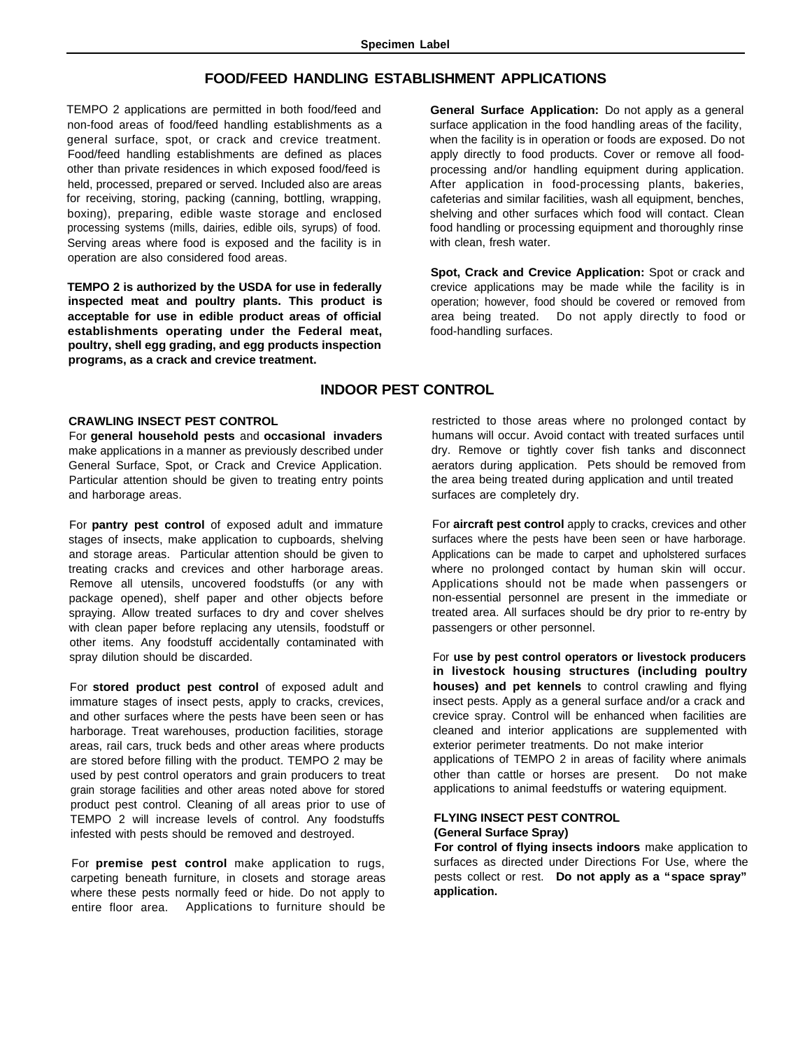## FOOD/FEED HANDLING ESTABLISHMENT APPLICATIONS

TEMPO 2 applications are permitted in both food/feed and non-food areas of food/feed handling establishments as a general surface, spot, or crack and crevice treatment. Food/feed handling establishments are defined as places other than private residences in which exposed food/feed is held, processed, prepared or served. Included also are areas for receiving, storing, packing (canning, bottling, wrapping, boxing), preparing, edible waste storage and enclosed processing systems (mills, dairies, edible oils, syrups) of food. Serving areas where food is exposed and the facility is in operation are also considered food areas.

**TEMPO 2 is authorized by the USDA for use in federally inspected meat and poultry plants. This product is acceptable for use in edible product areas of official establishments operating under the Federal meat, poultry, shell egg grading, and egg products inspection programs, as a crack and crevice treatment.**

**General Surface Application:** Do not apply as a general surface application in the food handling areas of the facility, when the facility is in operation or foods are exposed. Do not apply directly to food products. Cover or remove all food-processing and/or handling equipment during application. After application in food-processing plants, bakeries, cafeterias and similar facilities, wash all equipment, benches, shelving and other surfaces which food will contact. Clean food handling or processing equipment and thoroughly rinse with clean, fresh water.

**Spot, Crack and Crevice Application:** Spot or crack and crevice applications may be made while the facility is in operation; however, food should be covered or removed from area being treated. Do not apply directly to food or food-handling surfaces.

## INDOOR PEST CONTROL

### CRAWLING INSECT PEST CONTROL

For **general household pests** and **occasional invaders** make applications in a manner as previously described under General Surface, Spot, or Crack and Crevice Application. Particular attention should be given to treating entry points and harborage areas.

For **pantry pest control** of exposed adult and immature stages of insects, make application to cupboards, shelving and storage areas. Particular attention should be given to treating cracks and crevices and other harborage areas. Remove all utensils, uncovered foodstuffs (or any with package opened), shelf paper and other objects before spraying. Allow treated surfaces to dry and cover shelves with clean paper before replacing any utensils, foodstuff or other items. Any foodstuff accidentally contaminated with spray dilution should be discarded.

For **stored product pest control** of exposed adult and immature stages of insect pests, apply to cracks, crevices, and other surfaces where the pests have been seen or has harborage. Treat warehouses, production facilities, storage areas, rail cars, truck beds and other areas where products are stored before filling with the product. TEMPO 2 may be used by pest control operators and grain producers to treat grain storage facilities and other areas noted above for stored product pest control. Cleaning of all areas prior to use of TEMPO 2 will increase levels of control. Any foodstuffs infested with pests should be removed and destroyed.

For **premise pest control** make application to rugs, carpeting beneath furniture, in closets and storage areas where these pests normally feed or hide. Do not apply to entire floor area. Applications to furniture should be restricted to those areas where no prolonged contact by humans will occur. Avoid contact with treated surfaces until dry. Remove or tightly cover fish tanks and disconnect aerators during application. Pets should be removed from the area being treated during application and until treated surfaces are completely dry.

For **aircraft pest control** apply to cracks, crevices and other surfaces where the pests have been seen or have harborage. Applications can be made to carpet and upholstered surfaces where no prolonged contact by human skin will occur. Applications should not be made when passengers or non-essential personnel are present in the immediate or treated area. All surfaces should be dry prior to re-entry by passengers or other personnel.

For **use by pest control operators or livestock producers in livestock housing structures (including poultry houses) and pet kennels** to control crawling and flying insect pests. Apply as a general surface and/or a crack and crevice spray. Control will be enhanced when facilities are cleaned and interior applications are supplemented with exterior perimeter treatments. Do not make interior applications of TEMPO 2 in areas of facility where animals other than cattle or horses are present. Do not make applications to animal feedstuffs or watering equipment.

### FLYING INSECT PEST CONTROL
**(General Surface Spray)**

**For control of flying insects indoors** make application to surfaces as directed under Directions For Use, where the pests collect or rest. **Do not apply as a "space spray" application.**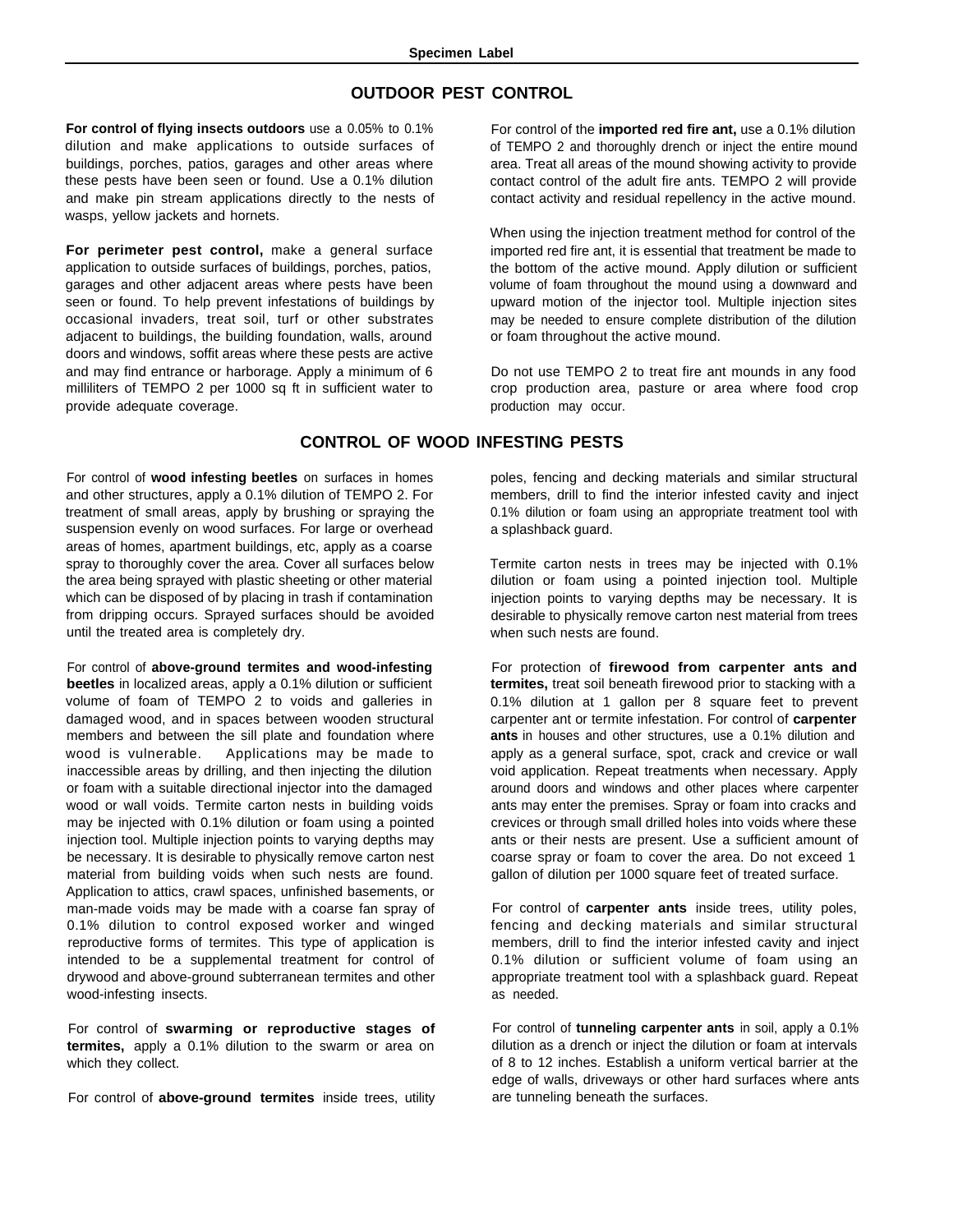## OUTDOOR PEST CONTROL

**For control of flying insects outdoors** use a 0.05% to 0.1% dilution and make applications to outside surfaces of buildings, porches, patios, garages and other areas where these pests have been seen or found. Use a 0.1% dilution and make pin stream applications directly to the nests of wasps, yellow jackets and hornets.

**For perimeter pest control,** make a general surface application to outside surfaces of buildings, porches, patios, garages and other adjacent areas where pests have been seen or found. To help prevent infestations of buildings by occasional invaders, treat soil, turf or other substrates adjacent to buildings, the building foundation, walls, around doors and windows, soffit areas where these pests are active and may find entrance or harborage. Apply a minimum of 6 milliliters of TEMPO 2 per 1000 sq ft in sufficient water to provide adequate coverage.

For control of the **imported red fire ant,** use a 0.1% dilution of TEMPO 2 and thoroughly drench or inject the entire mound area. Treat all areas of the mound showing activity to provide contact control of the adult fire ants. TEMPO 2 will provide contact activity and residual repellency in the active mound.

When using the injection treatment method for control of the imported red fire ant, it is essential that treatment be made to the bottom of the active mound. Apply dilution or sufficient volume of foam throughout the mound using a downward and upward motion of the injector tool. Multiple injection sites may be needed to ensure complete distribution of the dilution or foam throughout the active mound.

Do not use TEMPO 2 to treat fire ant mounds in any food crop production area, pasture or area where food crop production may occur.

## CONTROL OF WOOD INFESTING PESTS

For control of **wood infesting beetles** on surfaces in homes and other structures, apply a 0.1% dilution of TEMPO 2. For treatment of small areas, apply by brushing or spraying the suspension evenly on wood surfaces. For large or overhead areas of homes, apartment buildings, etc, apply as a coarse spray to thoroughly cover the area. Cover all surfaces below the area being sprayed with plastic sheeting or other material which can be disposed of by placing in trash if contamination from dripping occurs. Sprayed surfaces should be avoided until the treated area is completely dry.

For control of **above-ground termites and wood-infesting beetles** in localized areas, apply a 0.1% dilution or sufficient volume of foam of TEMPO 2 to voids and galleries in damaged wood, and in spaces between wooden structural members and between the sill plate and foundation where wood is vulnerable. Applications may be made to inaccessible areas by drilling, and then injecting the dilution or foam with a suitable directional injector into the damaged wood or wall voids. Termite carton nests in building voids may be injected with 0.1% dilution or foam using a pointed injection tool. Multiple injection points to varying depths may be necessary. It is desirable to physically remove carton nest material from building voids when such nests are found. Application to attics, crawl spaces, unfinished basements, or man-made voids may be made with a coarse fan spray of 0.1% dilution to control exposed worker and winged reproductive forms of termites. This type of application is intended to be a supplemental treatment for control of drywood and above-ground subterranean termites and other wood-infesting insects.

For control of **swarming or reproductive stages of termites,** apply a 0.1% dilution to the swarm or area on which they collect.

For control of **above-ground termites** inside trees, utility poles, fencing and decking materials and similar structural members, drill to find the interior infested cavity and inject 0.1% dilution or foam using an appropriate treatment tool with a splashback guard.

Termite carton nests in trees may be injected with 0.1% dilution or foam using a pointed injection tool. Multiple injection points to varying depths may be necessary. It is desirable to physically remove carton nest material from trees when such nests are found.

For protection of **firewood from carpenter ants and termites,** treat soil beneath firewood prior to stacking with a 0.1% dilution at 1 gallon per 8 square feet to prevent carpenter ant or termite infestation. For control of **carpenter ants** in houses and other structures, use a 0.1% dilution and apply as a general surface, spot, crack and crevice or wall void application. Repeat treatments when necessary. Apply around doors and windows and other places where carpenter ants may enter the premises. Spray or foam into cracks and crevices or through small drilled holes into voids where these ants or their nests are present. Use a sufficient amount of coarse spray or foam to cover the area. Do not exceed 1 gallon of dilution per 1000 square feet of treated surface.

For control of **carpenter ants** inside trees, utility poles, fencing and decking materials and similar structural members, drill to find the interior infested cavity and inject 0.1% dilution or sufficient volume of foam using an appropriate treatment tool with a splashback guard. Repeat as needed.

For control of **tunneling carpenter ants** in soil, apply a 0.1% dilution as a drench or inject the dilution or foam at intervals of 8 to 12 inches. Establish a uniform vertical barrier at the edge of walls, driveways or other hard surfaces where ants are tunneling beneath the surfaces.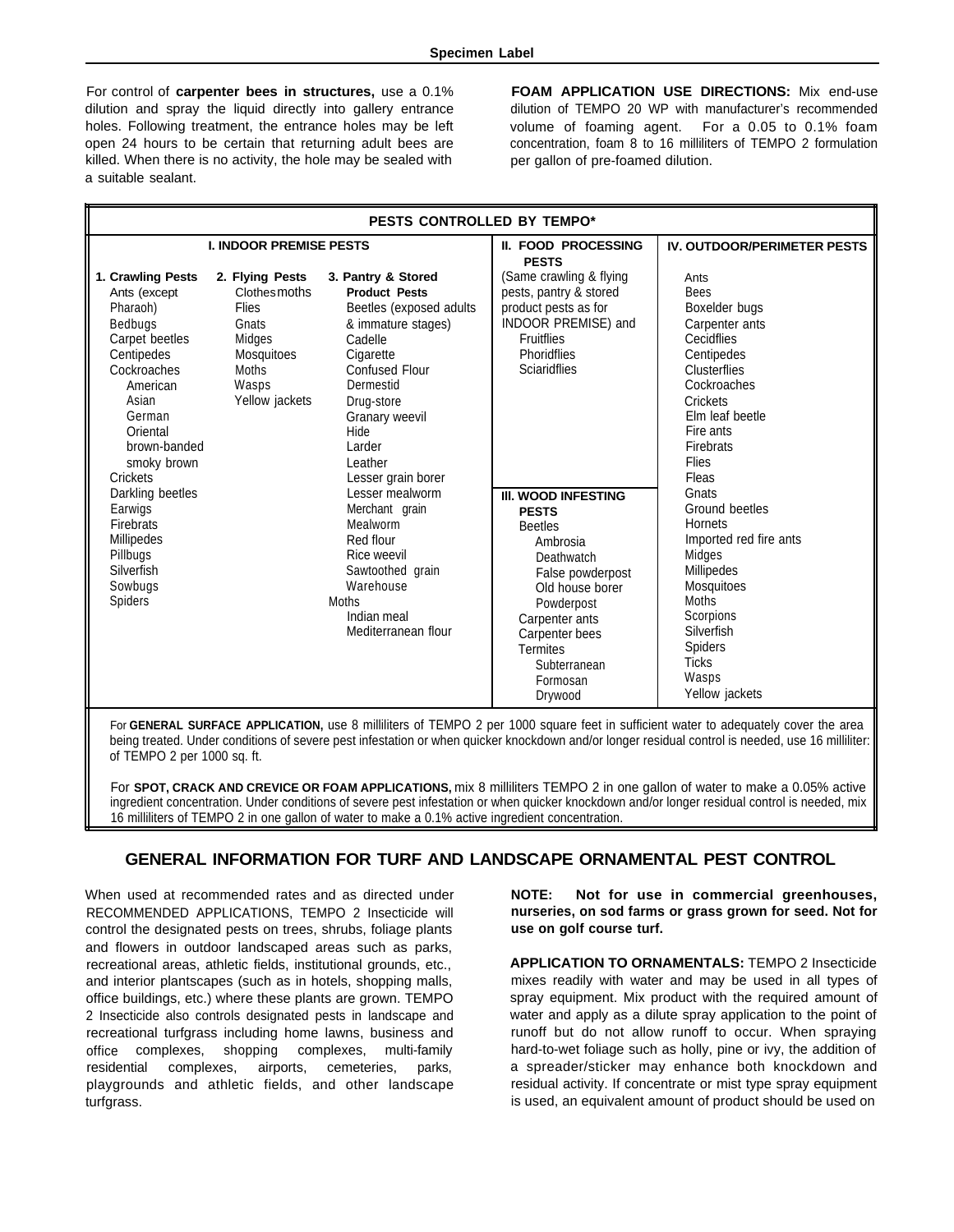For control of **carpenter bees in structures,** use a 0.1% dilution and spray the liquid directly into gallery entrance holes. Following treatment, the entrance holes may be left open 24 hours to be certain that returning adult bees are killed. When there is no activity, the hole may be sealed with a suitable sealant.

**FOAM APPLICATION USE DIRECTIONS:** Mix end-use dilution of TEMPO 20 WP with manufacturer's recommended volume of foaming agent. For a 0.05 to 0.1% foam concentration, foam 8 to 16 milliliters of TEMPO 2 formulation per gallon of pre-foamed dilution.

**PESTS CONTROLLED BY TEMPO***

| I. INDOOR PREMISE PESTS | | | II. FOOD PROCESSING PESTS | IV. OUTDOOR/PERIMETER PESTS |
|---|---|---|---|---|
| **1. Crawling Pests** | **2. Flying Pests** | **3. Pantry & Stored Product Pests** | (Same crawling & flying pests, pantry & stored product pests as for INDOOR PREMISE) and | Ants |
| Ants (except Pharaoh) | Clothes moths | Beetles (exposed adults & immature stages) | Fruitflies | Bees |
| Bedbugs | Flies | Cadelle | Phoridflies | Boxelder bugs |
| Carpet beetles | Gnats | Cigarette | Sciaridflies | Carpenter ants |
| Centipedes | Midges | Confused Flour | | Cecidflies |
| Cockroaches | Mosquitoes | Dermestid | | Centipedes |
| American | Moths | Drug-store | | Clusterflies |
| Asian | Wasps | Granary weevil | | Cockroaches |
| German | Yellow jackets | Hide | | Crickets |
| Oriental | | Larder | | Elm leaf beetle |
| brown-banded | | Leather | | Fire ants |
| smoky brown | | Lesser grain borer | | Firebrats |
| Crickets | | Lesser mealworm | **III. WOOD INFESTING PESTS** | Flies |
| Darkling beetles | | Merchant grain | Beetles | Fleas |
| Earwigs | | Mealworm | Ambrosia | Gnats |
| Firebrats | | Red flour | Deathwatch | Ground beetles |
| Millipedes | | Rice weevil | False powderpost | Hornets |
| Pillbugs | | Sawtoothed grain | Old house borer | Imported red fire ants |
| Silverfish | | Warehouse | Powderpost | Midges |
| Sowbugs | | Moths | Carpenter ants | Millipedes |
| Spiders | | Indian meal | Carpenter bees | Mosquitoes |
| | | Mediterranean flour | Termites | Moths |
| | | | Subterranean | Scorpions |
| | | | Formosan | Silverfish |
| | | | Drywood | Spiders |
| | | | | Ticks |
| | | | | Wasps |
| | | | | Yellow jackets |

For **GENERAL SURFACE APPLICATION,** use 8 milliliters of TEMPO 2 per 1000 square feet in sufficient water to adequately cover the area being treated. Under conditions of severe pest infestation or when quicker knockdown and/or longer residual control is needed, use 16 milliliter: of TEMPO 2 per 1000 sq. ft.

For **SPOT, CRACK AND CREVICE OR FOAM APPLICATIONS,** mix 8 milliliters TEMPO 2 in one gallon of water to make a 0.05% active ingredient concentration. Under conditions of severe pest infestation or when quicker knockdown and/or longer residual control is needed, mix 16 milliliters of TEMPO 2 in one gallon of water to make a 0.1% active ingredient concentration.

## GENERAL INFORMATION FOR TURF AND LANDSCAPE ORNAMENTAL PEST CONTROL

When used at recommended rates and as directed under RECOMMENDED APPLICATIONS, TEMPO 2 Insecticide will control the designated pests on trees, shrubs, foliage plants and flowers in outdoor landscaped areas such as parks, recreational areas, athletic fields, institutional grounds, etc., and interior plantscapes (such as in hotels, shopping malls, office buildings, etc.) where these plants are grown. TEMPO 2 Insecticide also controls designated pests in landscape and recreational turfgrass including home lawns, business and office complexes, shopping complexes, multi-family residential complexes, airports, cemeteries, parks, playgrounds and athletic fields, and other landscape turfgrass.

**NOTE: Not for use in commercial greenhouses, nurseries, on sod farms or grass grown for seed. Not for use on golf course turf.**

**APPLICATION TO ORNAMENTALS:** TEMPO 2 Insecticide mixes readily with water and may be used in all types of spray equipment. Mix product with the required amount of water and apply as a dilute spray application to the point of runoff but do not allow runoff to occur. When spraying hard-to-wet foliage such as holly, pine or ivy, the addition of a spreader/sticker may enhance both knockdown and residual activity. If concentrate or mist type spray equipment is used, an equivalent amount of product should be used on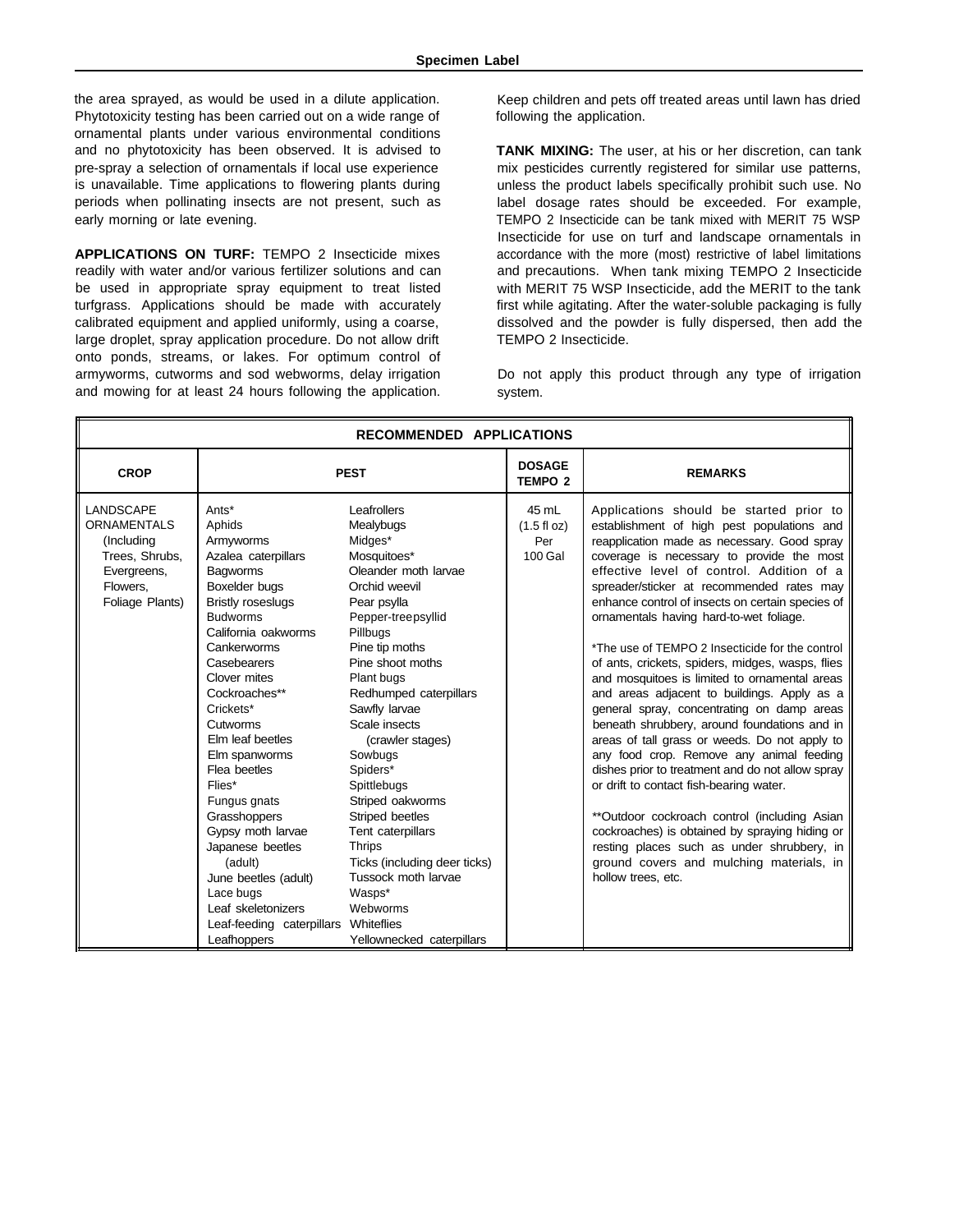the area sprayed, as would be used in a dilute application. Phytotoxicity testing has been carried out on a wide range of ornamental plants under various environmental conditions and no phytotoxicity has been observed. It is advised to pre-spray a selection of ornamentals if local use experience is unavailable. Time applications to flowering plants during periods when pollinating insects are not present, such as early morning or late evening.

**APPLICATIONS ON TURF:** TEMPO 2 Insecticide mixes readily with water and/or various fertilizer solutions and can be used in appropriate spray equipment to treat listed turfgrass. Applications should be made with accurately calibrated equipment and applied uniformly, using a coarse, large droplet, spray application procedure. Do not allow drift onto ponds, streams, or lakes. For optimum control of armyworms, cutworms and sod webworms, delay irrigation and mowing for at least 24 hours following the application.

Keep children and pets off treated areas until lawn has dried following the application.

**TANK MIXING:** The user, at his or her discretion, can tank mix pesticides currently registered for similar use patterns, unless the product labels specifically prohibit such use. No label dosage rates should be exceeded. For example, TEMPO 2 Insecticide can be tank mixed with MERIT 75 WSP Insecticide for use on turf and landscape ornamentals in accordance with the more (most) restrictive of label limitations and precautions. When tank mixing TEMPO 2 Insecticide with MERIT 75 WSP Insecticide, add the MERIT to the tank first while agitating. After the water-soluble packaging is fully dissolved and the powder is fully dispersed, then add the TEMPO 2 Insecticide.

Do not apply this product through any type of irrigation system.

**RECOMMENDED APPLICATIONS**

| CROP | PEST | | DOSAGE TEMPO 2 | REMARKS |
|---|---|---|---|---|
| LANDSCAPE ORNAMENTALS (Including Trees, Shrubs, Evergreens, Flowers, Foliage Plants) | Ants*<br>Aphids<br>Armyworms<br>Azalea caterpillars<br>Bagworms<br>Boxelder bugs<br>Bristly roseslugs<br>Budworms<br>California oakworms<br>Cankerworms<br>Casebearers<br>Clover mites<br>Cockroaches**<br>Crickets*<br>Cutworms<br>Elm leaf beetles<br>Elm spanworms<br>Flea beetles<br>Flies*<br>Fungus gnats<br>Grasshoppers<br>Gypsy moth larvae<br>Japanese beetles (adult)<br>June beetles (adult)<br>Lace bugs<br>Leaf skeletonizers<br>Leaf-feeding caterpillars<br>Leafhoppers | Leafrollers<br>Mealybugs<br>Midges*<br>Mosquitoes*<br>Oleander moth larvae<br>Orchid weevil<br>Pear psylla<br>Pepper-treepsyllid<br>Pillbugs<br>Pine tip moths<br>Pine shoot moths<br>Plant bugs<br>Redhumped caterpillars<br>Sawfly larvae<br>Scale insects (crawler stages)<br>Sowbugs<br>Spiders*<br>Spittlebugs<br>Striped oakworms<br>Striped beetles<br>Tent caterpillars<br>Thrips<br>Ticks (including deer ticks)<br>Tussock moth larvae<br>Wasps*<br>Webworms<br>Whiteflies<br>Yellownecked caterpillars | 45 mL (1.5 fl oz) Per 100 Gal | Applications should be started prior to establishment of high pest populations and reapplication made as necessary. Good spray coverage is necessary to provide the most effective level of control. Addition of a spreader/sticker at recommended rates may enhance control of insects on certain species of ornamentals having hard-to-wet foliage.<br><br>*The use of TEMPO 2 Insecticide for the control of ants, crickets, spiders, midges, wasps, flies and mosquitoes is limited to ornamental areas and areas adjacent to buildings. Apply as a general spray, concentrating on damp areas beneath shrubbery, around foundations and in areas of tall grass or weeds. Do not apply to any food crop. Remove any animal feeding dishes prior to treatment and do not allow spray or drift to contact fish-bearing water.<br><br>**Outdoor cockroach control (including Asian cockroaches) is obtained by spraying hiding or resting places such as under shrubbery, in ground covers and mulching materials, in hollow trees, etc. |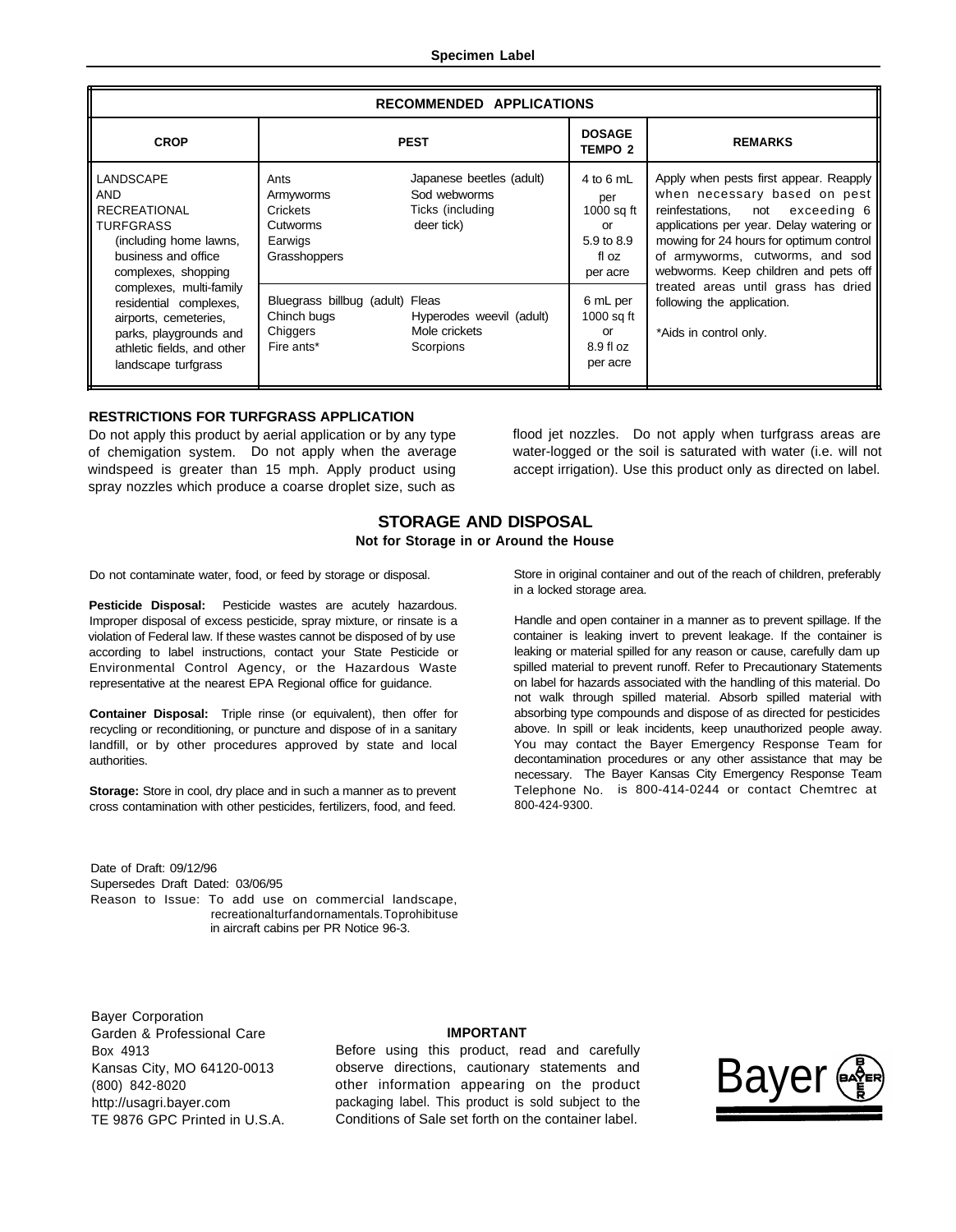Specimen Label

| RECOMMENDED APPLICATIONS | | | |
|---|---|---|---|
| **CROP** | **PEST** | **DOSAGE TEMPO 2** | **REMARKS** |
| LANDSCAPE AND RECREATIONAL TURFGRASS (including home lawns, business and office complexes, shopping complexes, multi-family residential complexes, airports, cemeteries, parks, playgrounds and athletic fields, and other landscape turfgrass | Ants, Armyworms, Crickets, Cutworms, Earwigs, Grasshoppers, Japanese beetles (adult), Sod webworms, Ticks (including deer tick) | 4 to 6 mL per 1000 sq ft or 5.9 to 8.9 fl oz per acre | Apply when pests first appear. Reapply when necessary based on pest reinfestations, not exceeding 6 applications per year. Delay watering or mowing for 24 hours for optimum control of armyworms, cutworms, and sod webworms. Keep children and pets off treated areas until grass has dried following the application. *Aids in control only. |
| | Bluegrass billbug (adult), Chinch bugs, Chiggers, Fire ants*, Fleas, Hyperodes weevil (adult), Mole crickets, Scorpions | 6 mL per 1000 sq ft or 8.9 fl oz per acre | |

**RESTRICTIONS FOR TURFGRASS APPLICATION**

Do not apply this product by aerial application or by any type of chemigation system. Do not apply when the average windspeed is greater than 15 mph. Apply product using spray nozzles which produce a coarse droplet size, such as flood jet nozzles. Do not apply when turfgrass areas are water-logged or the soil is saturated with water (i.e. will not accept irrigation). Use this product only as directed on label.

## STORAGE AND DISPOSAL

**Not for Storage in or Around the House**

Do not contaminate water, food, or feed by storage or disposal.

**Pesticide Disposal:** Pesticide wastes are acutely hazardous. Improper disposal of excess pesticide, spray mixture, or rinsate is a violation of Federal law. If these wastes cannot be disposed of by use according to label instructions, contact your State Pesticide or Environmental Control Agency, or the Hazardous Waste representative at the nearest EPA Regional office for guidance.

**Container Disposal:** Triple rinse (or equivalent), then offer for recycling or reconditioning, or puncture and dispose of in a sanitary landfill, or by other procedures approved by state and local authorities.

**Storage:** Store in cool, dry place and in such a manner as to prevent cross contamination with other pesticides, fertilizers, food, and feed.

Store in original container and out of the reach of children, preferably in a locked storage area.

Handle and open container in a manner as to prevent spillage. If the container is leaking invert to prevent leakage. If the container is leaking or material spilled for any reason or cause, carefully dam up spilled material to prevent runoff. Refer to Precautionary Statements on label for hazards associated with the handling of this material. Do not walk through spilled material. Absorb spilled material with absorbing type compounds and dispose of as directed for pesticides above. In spill or leak incidents, keep unauthorized people away. You may contact the Bayer Emergency Response Team for decontamination procedures or any other assistance that may be necessary. The Bayer Kansas City Emergency Response Team Telephone No. is 800-414-0244 or contact Chemtrec at 800-424-9300.

Date of Draft: 09/12/96
Supersedes Draft Dated: 03/06/95
Reason to Issue: To add use on commercial landscape, recreational turf and ornamentals. To prohibit use in aircraft cabins per PR Notice 96-3.

Bayer Corporation
Garden & Professional Care
Box 4913
Kansas City, MO 64120-0013
(800) 842-8020
http://usagri.bayer.com
TE 9876 GPC Printed in U.S.A.

**IMPORTANT**

Before using this product, read and carefully observe directions, cautionary statements and other information appearing on the product packaging label. This product is sold subject to the Conditions of Sale set forth on the container label.

Bayer